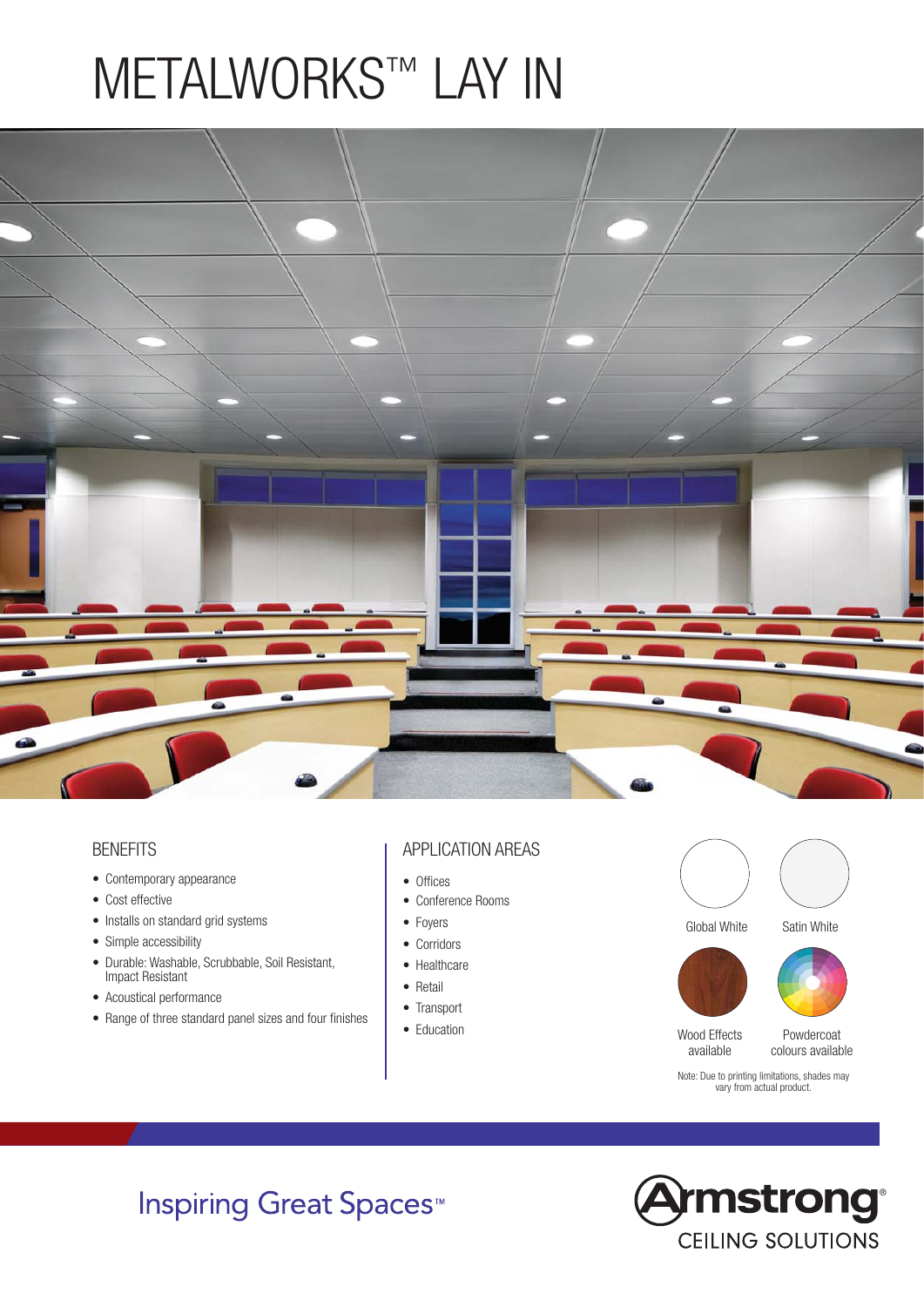# METALWORKS™ LAY IN

## BENEFITS

- Contemporary appearance
- Cost effective
- Installs on standard grid systems
- Simple accessibility
- Durable: Washable, Scrubbable, Soil Resistant, Impact Resistant
- Acoustical performance
- Range of three standard panel sizes and four finishes

## APPLICATION AREAS

- Offices
- Conference Rooms
- Foyers
- Corridors
- Healthcare
- Retail
- Transport
- Education

Global White

Satin White

Wood Effects available

Powdercoat colours available

Note: Due to printing limitations, shades may vary from actual product.

Inspiring Great Spaces™

Armstrong® CEILING SOLUTIONS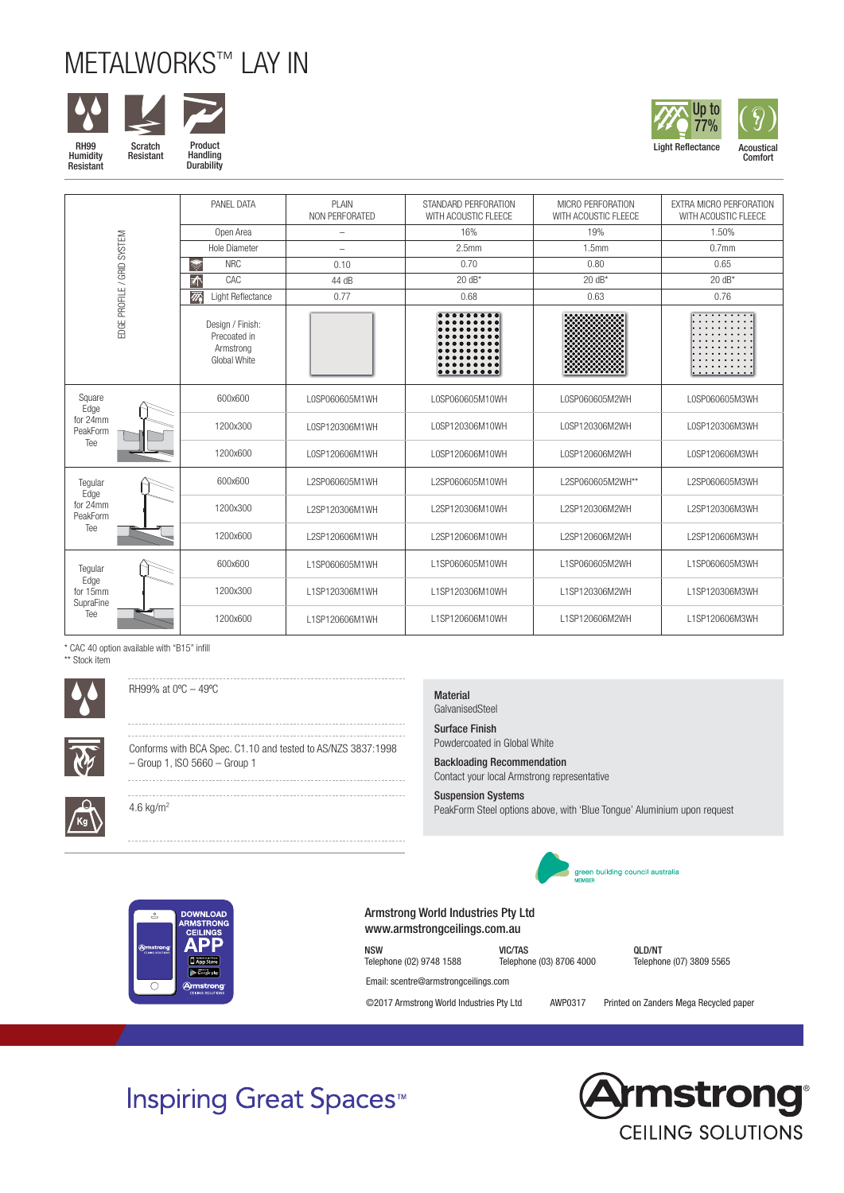# METALWORKS™ LAY IN

RH99 Humidity Resistant

Scratch Resistant

Product Handling Durability

Up to 77% Light Reflectance

Acoustical Comfort

| EDGE PROFILE / GRID SYSTEM | PANEL DATA | PLAIN NON PERFORATED | STANDARD PERFORATION WITH ACOUSTIC FLEECE | MICRO PERFORATION WITH ACOUSTIC FLEECE | EXTRA MICRO PERFORATION WITH ACOUSTIC FLEECE |
|---|---|---|---|---|---|
| | Open Area | – | 16% | 19% | 1.50% |
| | Hole Diameter | – | 2.5mm | 1.5mm | 0.7mm |
| | NRC | 0.10 | 0.70 | 0.80 | 0.65 |
| | CAC | 44 dB | 20 dB* | 20 dB* | 20 dB* |
| | Light Reflectance | 0.77 | 0.68 | 0.63 | 0.76 |
| | Design / Finish: Precoated in Armstrong Global White | | | | |
| Square Edge for 24mm PeakForm Tee | 600x600 | L0SP060605M1WH | L0SP060605M10WH | L0SP060605M2WH | L0SP060605M3WH |
| | 1200x300 | L0SP120306M1WH | L0SP120306M10WH | L0SP120306M2WH | L0SP120306M3WH |
| | 1200x600 | L0SP120606M1WH | L0SP120606M10WH | L0SP120606M2WH | L0SP120606M3WH |
| Tegular Edge for 24mm PeakForm Tee | 600x600 | L2SP060605M1WH | L2SP060605M10WH | L2SP060605M2WH** | L2SP060605M3WH |
| | 1200x300 | L2SP120306M1WH | L2SP120306M10WH | L2SP120306M2WH | L2SP120306M3WH |
| | 1200x600 | L2SP120606M1WH | L2SP120606M10WH | L2SP120606M2WH | L2SP120606M3WH |
| Tegular Edge for 15mm SupraFine Tee | 600x600 | L1SP060605M1WH | L1SP060605M10WH | L1SP060605M2WH | L1SP060605M3WH |
| | 1200x300 | L1SP120306M1WH | L1SP120306M10WH | L1SP120306M2WH | L1SP120306M3WH |
| | 1200x600 | L1SP120606M1WH | L1SP120606M10WH | L1SP120606M2WH | L1SP120606M3WH |

\* CAC 40 option available with "B15" infill
\*\* Stock item

RH99% at 0ºC – 49ºC

Conforms with BCA Spec. C1.10 and tested to AS/NZS 3837:1998 – Group 1, ISO 5660 – Group 1

4.6 kg/m²

**Material**
GalvanisedSteel

**Surface Finish**
Powdercoated in Global White

**Backloading Recommendation**
Contact your local Armstrong representative

**Suspension Systems**
PeakForm Steel options above, with 'Blue Tongue' Aluminium upon request

green building council australia MEMBER

DOWNLOAD ARMSTRONG CEILINGS APP

**Armstrong World Industries Pty Ltd**
**www.armstrongceilings.com.au**

**NSW**
Telephone (02) 9748 1588

**VIC/TAS**
Telephone (03) 8706 4000

**QLD/NT**
Telephone (07) 3809 5565

Email: scentre@armstrongceilings.com

©2017 Armstrong World Industries Pty Ltd AWP0317 Printed on Zanders Mega Recycled paper

Inspiring Great Spaces™

Armstrong® CEILING SOLUTIONS